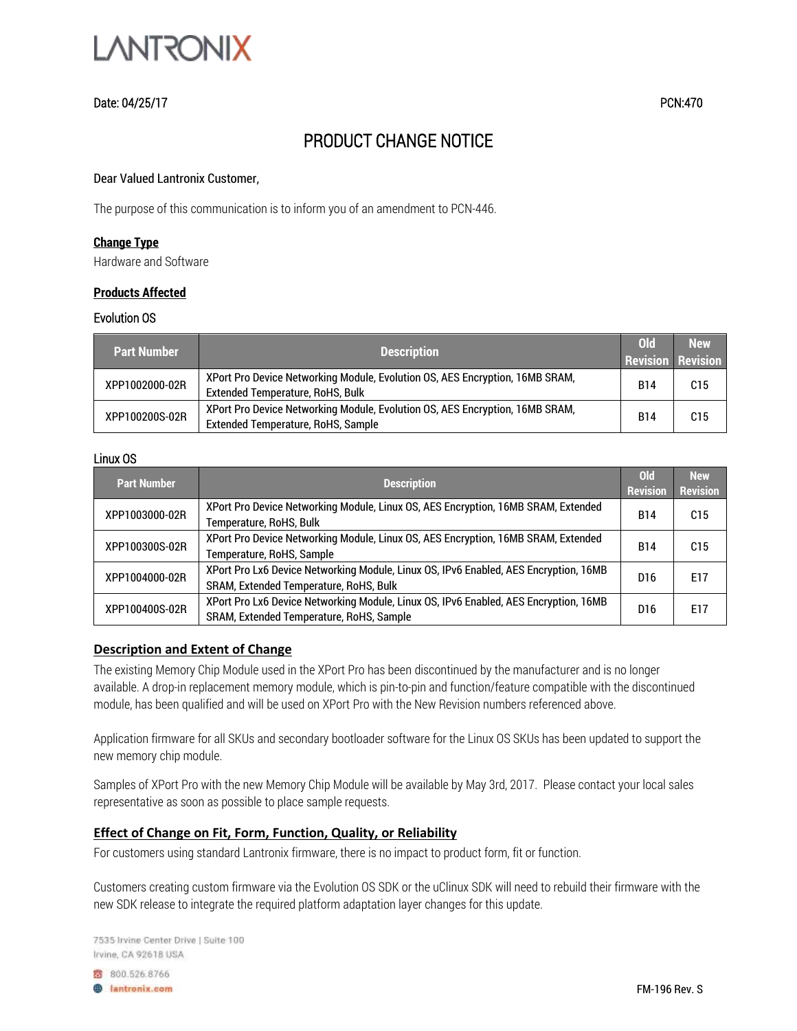LANTRONIX

Date: 04/25/17 PCN:470

# PRODUCT CHANGE NOTICE

Dear Valued Lantronix Customer,

The purpose of this communication is to inform you of an amendment to PCN-446.

## Change Type

Hardware and Software

## Products Affected

Evolution OS

| Part Number | Description | Old Revision | New Revision |
|---|---|---|---|
| XPP1002000-02R | XPort Pro Device Networking Module, Evolution OS, AES Encryption, 16MB SRAM, Extended Temperature, RoHS, Bulk | B14 | C15 |
| XPP100200S-02R | XPort Pro Device Networking Module, Evolution OS, AES Encryption, 16MB SRAM, Extended Temperature, RoHS, Sample | B14 | C15 |

Linux OS

| Part Number | Description | Old Revision | New Revision |
|---|---|---|---|
| XPP1003000-02R | XPort Pro Device Networking Module, Linux OS, AES Encryption, 16MB SRAM, Extended Temperature, RoHS, Bulk | B14 | C15 |
| XPP100300S-02R | XPort Pro Device Networking Module, Linux OS, AES Encryption, 16MB SRAM, Extended Temperature, RoHS, Sample | B14 | C15 |
| XPP1004000-02R | XPort Pro Lx6 Device Networking Module, Linux OS, IPv6 Enabled, AES Encryption, 16MB SRAM, Extended Temperature, RoHS, Bulk | D16 | E17 |
| XPP100400S-02R | XPort Pro Lx6 Device Networking Module, Linux OS, IPv6 Enabled, AES Encryption, 16MB SRAM, Extended Temperature, RoHS, Sample | D16 | E17 |

## Description and Extent of Change

The existing Memory Chip Module used in the XPort Pro has been discontinued by the manufacturer and is no longer available. A drop-in replacement memory module, which is pin-to-pin and function/feature compatible with the discontinued module, has been qualified and will be used on XPort Pro with the New Revision numbers referenced above.

Application firmware for all SKUs and secondary bootloader software for the Linux OS SKUs has been updated to support the new memory chip module.

Samples of XPort Pro with the new Memory Chip Module will be available by May 3rd, 2017. Please contact your local sales representative as soon as possible to place sample requests.

## Effect of Change on Fit, Form, Function, Quality, or Reliability

For customers using standard Lantronix firmware, there is no impact to product form, fit or function.

Customers creating custom firmware via the Evolution OS SDK or the uClinux SDK will need to rebuild their firmware with the new SDK release to integrate the required platform adaptation layer changes for this update.

7535 Irvine Center Drive | Suite 100
Irvine, CA 92618 USA
800.526.8766
lantronix.com

FM-196 Rev. S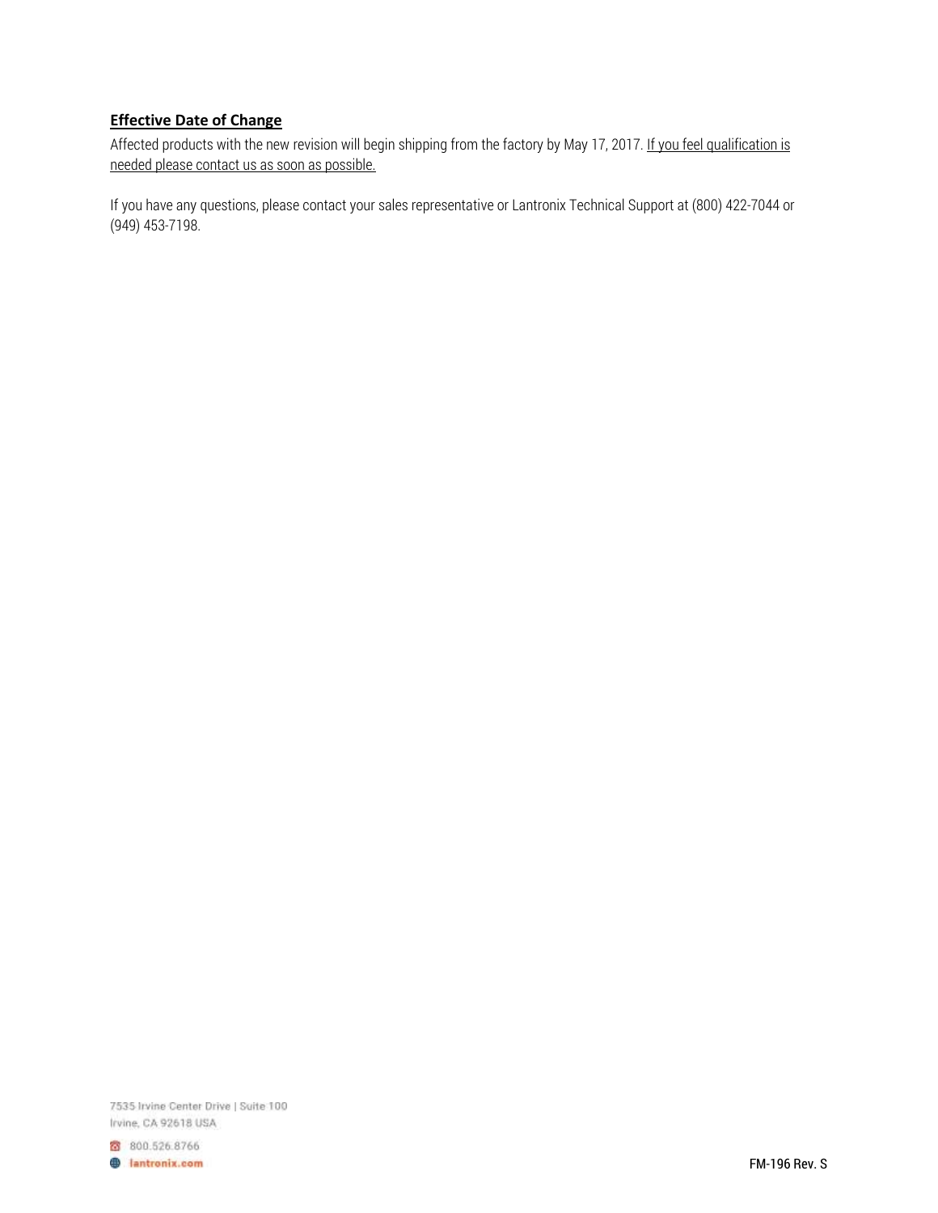**Effective Date of Change**

Affected products with the new revision will begin shipping from the factory by May 17, 2017. If you feel qualification is needed please contact us as soon as possible.

If you have any questions, please contact your sales representative or Lantronix Technical Support at (800) 422-7044 or (949) 453-7198.

7535 Irvine Center Drive | Suite 100
Irvine, CA 92618 USA

800.526.8766
lantronix.com

FM-196 Rev. S